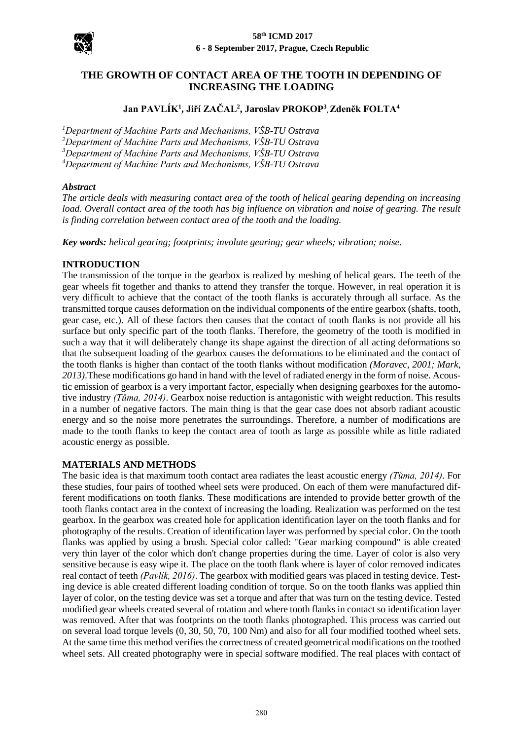# THE GROWTH OF CONTACT AREA OF THE TOOTH IN DEPENDING OF INCREASING THE LOADING

**Jan PAVLÍK[1], Jiří ZAČAL[2], Jaroslav PROKOP[3], Zdeněk FOLTA[4]**

*[1]Department of Machine Parts and Mechanisms, VŠB-TU Ostrava*
*[2]Department of Machine Parts and Mechanisms, VŠB-TU Ostrava*
*[3]Department of Machine Parts and Mechanisms, VŠB-TU Ostrava*
*[4]Department of Machine Parts and Mechanisms, VŠB-TU Ostrava*

### *Abstract*

*The article deals with measuring contact area of the tooth of helical gearing depending on increasing load. Overall contact area of the tooth has big influence on vibration and noise of gearing. The result is finding correlation between contact area of the tooth and the loading.*

***Key words:*** *helical gearing; footprints; involute gearing; gear wheels; vibration; noise.*

## INTRODUCTION

The transmission of the torque in the gearbox is realized by meshing of helical gears. The teeth of the gear wheels fit together and thanks to attend they transfer the torque. However, in real operation it is very difficult to achieve that the contact of the tooth flanks is accurately through all surface. As the transmitted torque causes deformation on the individual components of the entire gearbox (shafts, tooth, gear case, etc.). All of these factors then causes that the contact of tooth flanks is not provide all his surface but only specific part of the tooth flanks. Therefore, the geometry of the tooth is modified in such a way that it will deliberately change its shape against the direction of all acting deformations so that the subsequent loading of the gearbox causes the deformations to be eliminated and the contact of the tooth flanks is higher than contact of the tooth flanks without modification *(Moravec, 2001; Mark, 2013)*.These modifications go hand in hand with the level of radiated energy in the form of noise. Acoustic emission of gearbox is a very important factor, especially when designing gearboxes for the automotive industry *(Tůma, 2014)*. Gearbox noise reduction is antagonistic with weight reduction. This results in a number of negative factors. The main thing is that the gear case does not absorb radiant acoustic energy and so the noise more penetrates the surroundings. Therefore, a number of modifications are made to the tooth flanks to keep the contact area of tooth as large as possible while as little radiated acoustic energy as possible.

## MATERIALS AND METHODS

The basic idea is that maximum tooth contact area radiates the least acoustic energy *(Tůma, 2014)*. For these studies, four pairs of toothed wheel sets were produced. On each of them were manufactured different modifications on tooth flanks. These modifications are intended to provide better growth of the tooth flanks contact area in the context of increasing the loading. Realization was performed on the test gearbox. In the gearbox was created hole for application identification layer on the tooth flanks and for photography of the results. Creation of identification layer was performed by special color. On the tooth flanks was applied by using a brush. Special color called: "Gear marking compound" is able created very thin layer of the color which don't change properties during the time. Layer of color is also very sensitive because is easy wipe it. The place on the tooth flank where is layer of color removed indicates real contact of teeth *(Pavlík, 2016)*. The gearbox with modified gears was placed in testing device. Testing device is able created different loading condition of torque. So on the tooth flanks was applied thin layer of color, on the testing device was set a torque and after that was turn on the testing device. Tested modified gear wheels created several of rotation and where tooth flanks in contact so identification layer was removed. After that was footprints on the tooth flanks photographed. This process was carried out on several load torque levels (0, 30, 50, 70, 100 Nm) and also for all four modified toothed wheel sets. At the same time this method verifies the correctness of created geometrical modifications on the toothed wheel sets. All created photography were in special software modified. The real places with contact of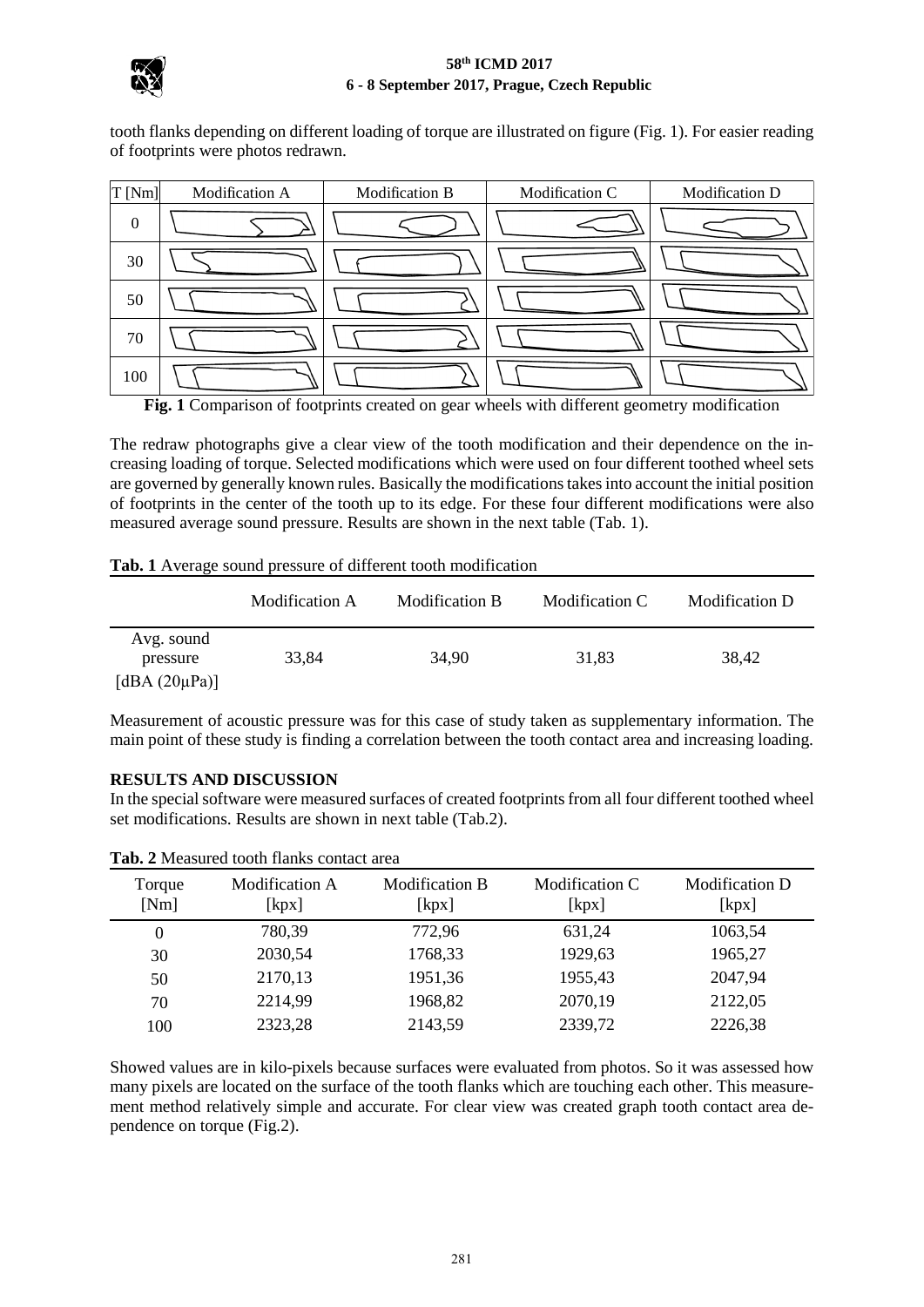tooth flanks depending on different loading of torque are illustrated on figure (Fig. 1). For easier reading of footprints were photos redrawn.

**Fig. 1** Comparison of footprints created on gear wheels with different geometry modification

The redraw photographs give a clear view of the tooth modification and their dependence on the increasing loading of torque. Selected modifications which were used on four different toothed wheel sets are governed by generally known rules. Basically the modifications takes into account the initial position of footprints in the center of the tooth up to its edge. For these four different modifications were also measured average sound pressure. Results are shown in the next table (Tab. 1).

**Tab. 1** Average sound pressure of different tooth modification

| | Modification A | Modification B | Modification C | Modification D |
|---|---|---|---|---|
| Avg. sound pressure [dBA (20μPa)] | 33,84 | 34,90 | 31,83 | 38,42 |

Measurement of acoustic pressure was for this case of study taken as supplementary information. The main point of these study is finding a correlation between the tooth contact area and increasing loading.

## RESULTS AND DISCUSSION

In the special software were measured surfaces of created footprints from all four different toothed wheel set modifications. Results are shown in next table (Tab.2).

**Tab. 2** Measured tooth flanks contact area

| Torque [Nm] | Modification A [kpx] | Modification B [kpx] | Modification C [kpx] | Modification D [kpx] |
|---|---|---|---|---|
| 0 | 780,39 | 772,96 | 631,24 | 1063,54 |
| 30 | 2030,54 | 1768,33 | 1929,63 | 1965,27 |
| 50 | 2170,13 | 1951,36 | 1955,43 | 2047,94 |
| 70 | 2214,99 | 1968,82 | 2070,19 | 2122,05 |
| 100 | 2323,28 | 2143,59 | 2339,72 | 2226,38 |

Showed values are in kilo-pixels because surfaces were evaluated from photos. So it was assessed how many pixels are located on the surface of the tooth flanks which are touching each other. This measurement method relatively simple and accurate. For clear view was created graph tooth contact area dependence on torque (Fig.2).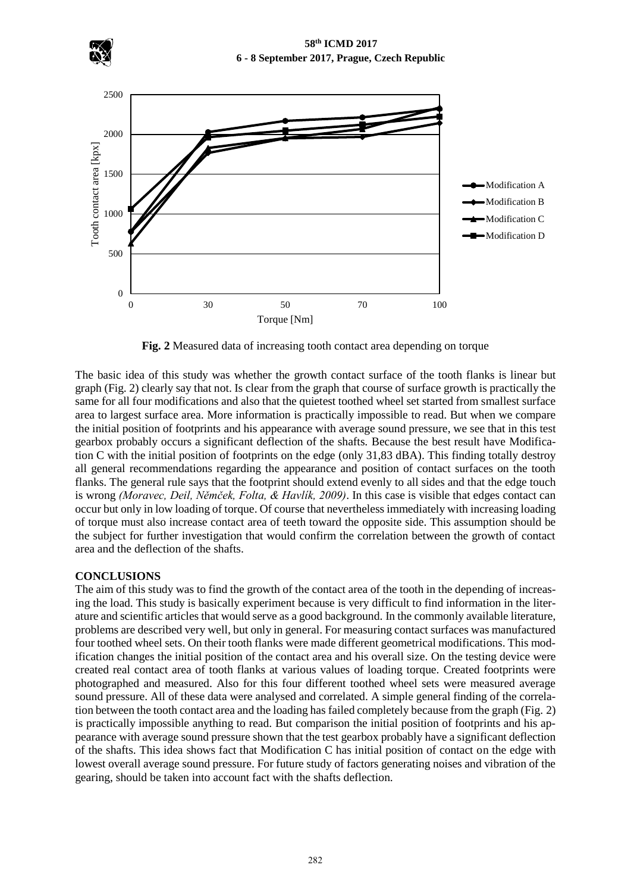**Fig. 2** Measured data of increasing tooth contact area depending on torque

The basic idea of this study was whether the growth contact surface of the tooth flanks is linear but graph (Fig. 2) clearly say that not. Is clear from the graph that course of surface growth is practically the same for all four modifications and also that the quietest toothed wheel set started from smallest surface area to largest surface area. More information is practically impossible to read. But when we compare the initial position of footprints and his appearance with average sound pressure, we see that in this test gearbox probably occurs a significant deflection of the shafts. Because the best result have Modification C with the initial position of footprints on the edge (only 31,83 dBA). This finding totally destroy all general recommendations regarding the appearance and position of contact surfaces on the tooth flanks. The general rule says that the footprint should extend evenly to all sides and that the edge touch is wrong *(Moravec, Deil, Němček, Folta, & Havlík, 2009)*. In this case is visible that edges contact can occur but only in low loading of torque. Of course that nevertheless immediately with increasing loading of torque must also increase contact area of teeth toward the opposite side. This assumption should be the subject for further investigation that would confirm the correlation between the growth of contact area and the deflection of the shafts.

## CONCLUSIONS

The aim of this study was to find the growth of the contact area of the tooth in the depending of increasing the load. This study is basically experiment because is very difficult to find information in the literature and scientific articles that would serve as a good background. In the commonly available literature, problems are described very well, but only in general. For measuring contact surfaces was manufactured four toothed wheel sets. On their tooth flanks were made different geometrical modifications. This modification changes the initial position of the contact area and his overall size. On the testing device were created real contact area of tooth flanks at various values of loading torque. Created footprints were photographed and measured. Also for this four different toothed wheel sets were measured average sound pressure. All of these data were analysed and correlated. A simple general finding of the correlation between the tooth contact area and the loading has failed completely because from the graph (Fig. 2) is practically impossible anything to read. But comparison the initial position of footprints and his appearance with average sound pressure shown that the test gearbox probably have a significant deflection of the shafts. This idea shows fact that Modification C has initial position of contact on the edge with lowest overall average sound pressure. For future study of factors generating noises and vibration of the gearing, should be taken into account fact with the shafts deflection.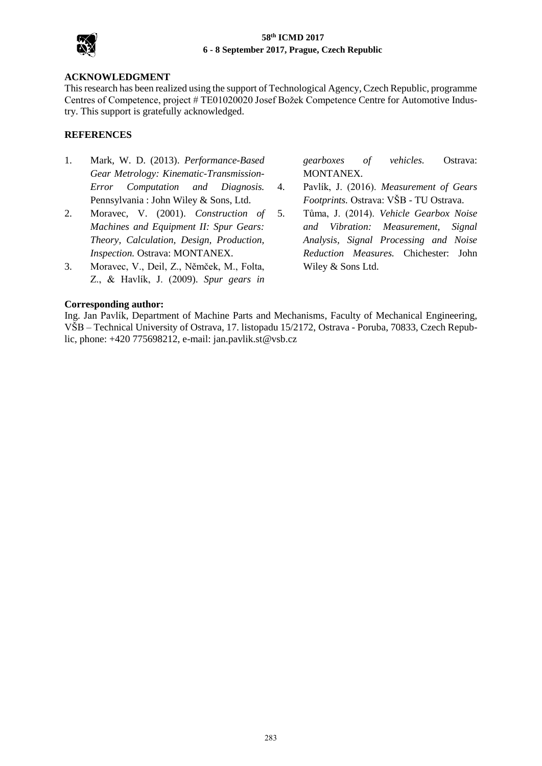## ACKNOWLEDGMENT

This research has been realized using the support of Technological Agency, Czech Republic, programme Centres of Competence, project # TE01020020 Josef Božek Competence Centre for Automotive Industry. This support is gratefully acknowledged.

## REFERENCES

1. Mark, W. D. (2013). *Performance-Based Gear Metrology: Kinematic-Transmission-Error Computation and Diagnosis.* Pennsylvania : John Wiley & Sons, Ltd.
2. Moravec, V. (2001). *Construction of Machines and Equipment II: Spur Gears: Theory, Calculation, Design, Production, Inspection.* Ostrava: MONTANEX.
3. Moravec, V., Deil, Z., Němček, M., Folta, Z., & Havlík, J. (2009). *Spur gears in gearboxes of vehicles.* Ostrava: MONTANEX.
4. Pavlík, J. (2016). *Measurement of Gears Footprints.* Ostrava: VŠB - TU Ostrava.
5. Tůma, J. (2014). *Vehicle Gearbox Noise and Vibration: Measurement, Signal Analysis, Signal Processing and Noise Reduction Measures.* Chichester: John Wiley & Sons Ltd.

**Corresponding author:**

Ing. Jan Pavlík, Department of Machine Parts and Mechanisms, Faculty of Mechanical Engineering, VŠB – Technical University of Ostrava, 17. listopadu 15/2172, Ostrava - Poruba, 70833, Czech Republic, phone: +420 775698212, e-mail: jan.pavlik.st@vsb.cz